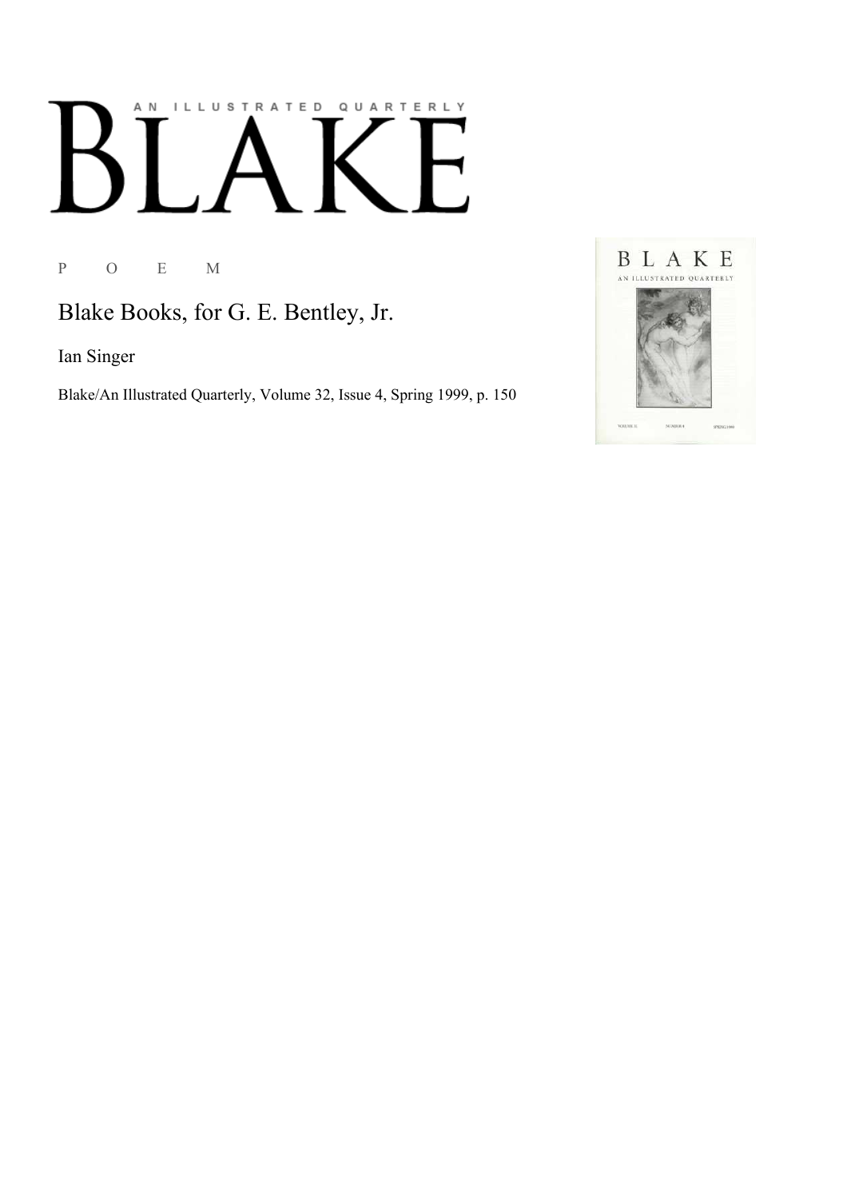AN ILLUSTRATED QUARTERLY

# BLAKE

P O E M

## Blake Books, for G. E. Bentley, Jr.

Ian Singer

Blake/An Illustrated Quarterly, Volume 32, Issue 4, Spring 1999, p. 150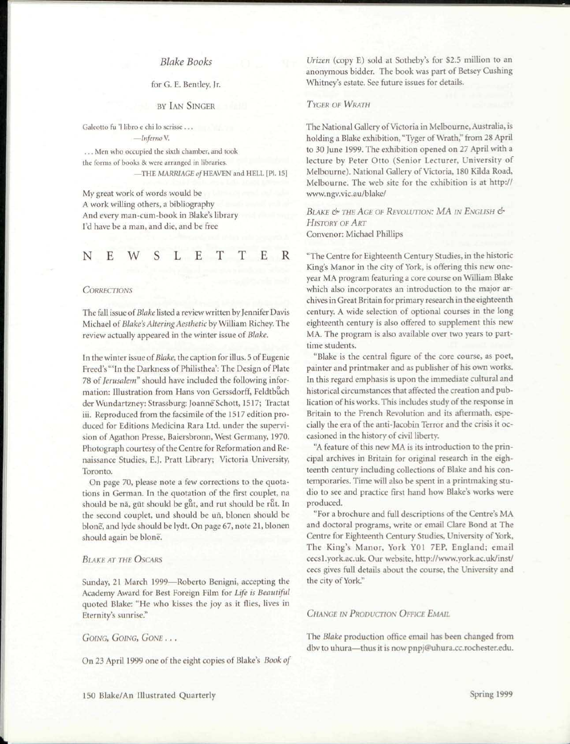## *Blake Books*

for G. E. Bentley, Jr.

BY IAN SINGER

Galeotto fu 'l libro e chi lo scrisse . . .
—*Inferno* V.

. . . Men who occupied the sixth chamber, and took the forms of books & were arranged in libraries.
—THE *MARRIAGE of* HEAVEN and HELL [Pl. 15]

My great work of words would be
A work willing others, a bibliography
And every man-cum-book in Blake's library
I'd have be a man, and die, and be free

# N E W S L E T T E R

### *Corrections*

The fall issue of *Blake* listed a review written by Jennifer Davis Michael of *Blake's Altering Aesthetic* by William Richey. The review actually appeared in the winter issue of *Blake*.

In the winter issue of *Blake*, the caption for illus. 5 of Eugenie Freed's "'In the Darkness of Philisthea': The Design of Plate 78 of *Jerusalem*" should have included the following information: Illustration from Hans von Gerssdorff, Feldtbůch der Wundartzney: Strassburg: Joannē Schott, 1517; Tractat iii. Reproduced from the facsimile of the 1517 edition produced for Editions Medicina Rara Ltd. under the supervision of Agathon Presse, Baiersbronn, West Germany, 1970. Photograph courtesy of the Centre for Reformation and Renaissance Studies, E.J. Pratt Library; Victoria University, Toronto.

On page 70, please note a few corrections to the quotations in German. In the quotation of the first couplet, na should be nā, güt should be gůt, and rut should be růt. In the second couplet, und should be uñ, blonen should be blonē, and lyde should be lydt. On page 67, note 21, blonen should again be blonē.

### *Blake at the Oscars*

Sunday, 21 March 1999—Roberto Benigni, accepting the Academy Award for Best Foreign Film for *Life is Beautiful* quoted Blake: "He who kisses the joy as it flies, lives in Eternity's sunrise."

### *Going, Going, Gone . . .*

On 23 April 1999 one of the eight copies of Blake's *Book of Urizen* (copy E) sold at Sotheby's for $2.5 million to an anonymous bidder. The book was part of Betsey Cushing Whitney's estate. See future issues for details.

### *Tyger of Wrath*

The National Gallery of Victoria in Melbourne, Australia, is holding a Blake exhibition, "Tyger of Wrath," from 28 April to 30 June 1999. The exhibition opened on 27 April with a lecture by Peter Otto (Senior Lecturer, University of Melbourne). National Gallery of Victoria, 180 Kilda Road, Melbourne. The web site for the exhibition is at http://www.ngv.vic.au/blake/

### *Blake & the Age of Revolution: MA in English & History of Art*

Convenor: Michael Phillips

"The Centre for Eighteenth Century Studies, in the historic King's Manor in the city of York, is offering this new one-year MA program featuring a core course on William Blake which also incorporates an introduction to the major archives in Great Britain for primary research in the eighteenth century. A wide selection of optional courses in the long eighteenth century is also offered to supplement this new MA. The program is also available over two years to part-time students.

"Blake is the central figure of the core course, as poet, painter and printmaker and as publisher of his own works. In this regard emphasis is upon the immediate cultural and historical circumstances that affected the creation and publication of his works. This includes study of the response in Britain to the French Revolution and its aftermath, especially the era of the anti-Jacobin Terror and the crisis it occasioned in the history of civil liberty.

"A feature of this new MA is its introduction to the principal archives in Britain for original research in the eighteenth century including collections of Blake and his contemporaries. Time will also be spent in a printmaking studio to see and practice first hand how Blake's works were produced.

"For a brochure and full descriptions of the Centre's MA and doctoral programs, write or email Clare Bond at The Centre for Eighteenth Century Studies, University of York, The King's Manor, York Y01 7EP, England; email cecs1.york.ac.uk. Our website, http://www.york.ac.uk/inst/cecs gives full details about the course, the University and the city of York."

### *Change in Production Office Email*

The *Blake* production office email has been changed from dbv to uhura—thus it is now pnpj@uhura.cc.rochester.edu.